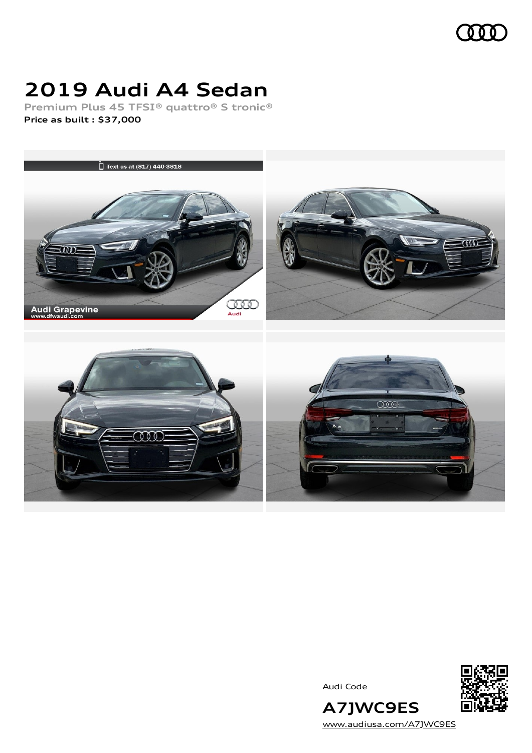# 2019 Audi A4 Sedan

Premium Plus 45 TFSI® quattro® S tronic®

**Price as built : $37,000**

Audi Code

## A7JWC9ES

www.audiusa.com/A7JWC9ES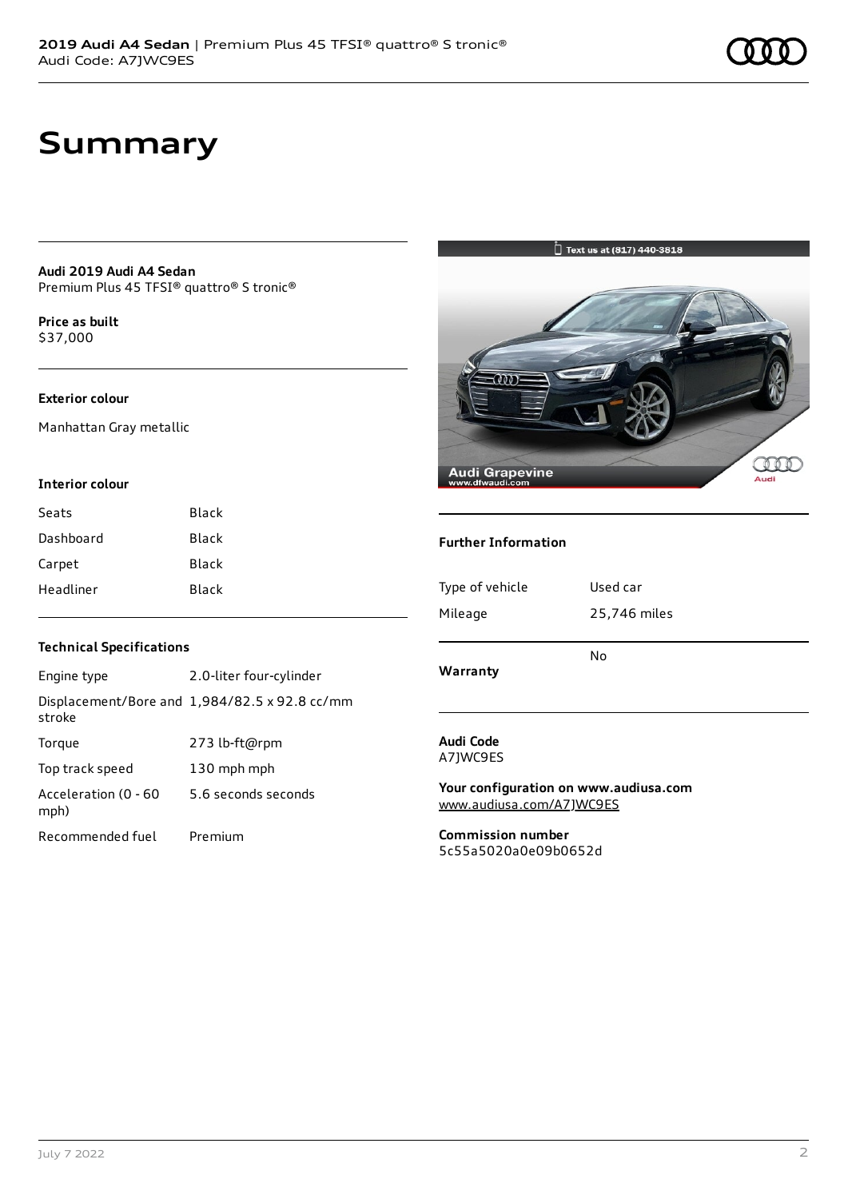# Summary

**Audi 2019 Audi A4 Sedan**
Premium Plus 45 TFSI® quattro® S tronic®

**Price as built**
$37,000

### Exterior colour

Manhattan Gray metallic

### Interior colour

| Seats | Black |
|---|---|
| Dashboard | Black |
| Carpet | Black |
| Headliner | Black |

### Technical Specifications

| Engine type | 2.0-liter four-cylinder |
|---|---|
| Displacement/Bore and stroke | 1,984/82.5 x 92.8 cc/mm |
| Torque | 273 lb-ft@rpm |
| Top track speed | 130 mph mph |
| Acceleration (0 - 60 mph) | 5.6 seconds seconds |
| Recommended fuel | Premium |

### Further Information

| Type of vehicle | Used car |
|---|---|
| Mileage | 25,746 miles |

| **Warranty** | No |
|---|---|

**Audi Code**
A7JWC9ES

**Your configuration on www.audiusa.com**
www.audiusa.com/A7JWC9ES

**Commission number**
5c55a5020a0e09b0652d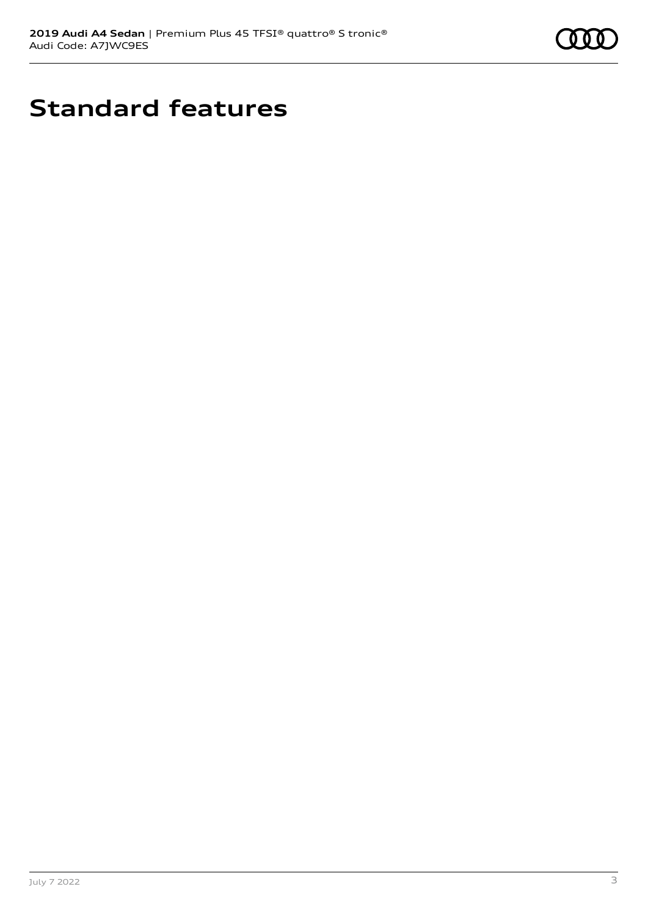# Standard features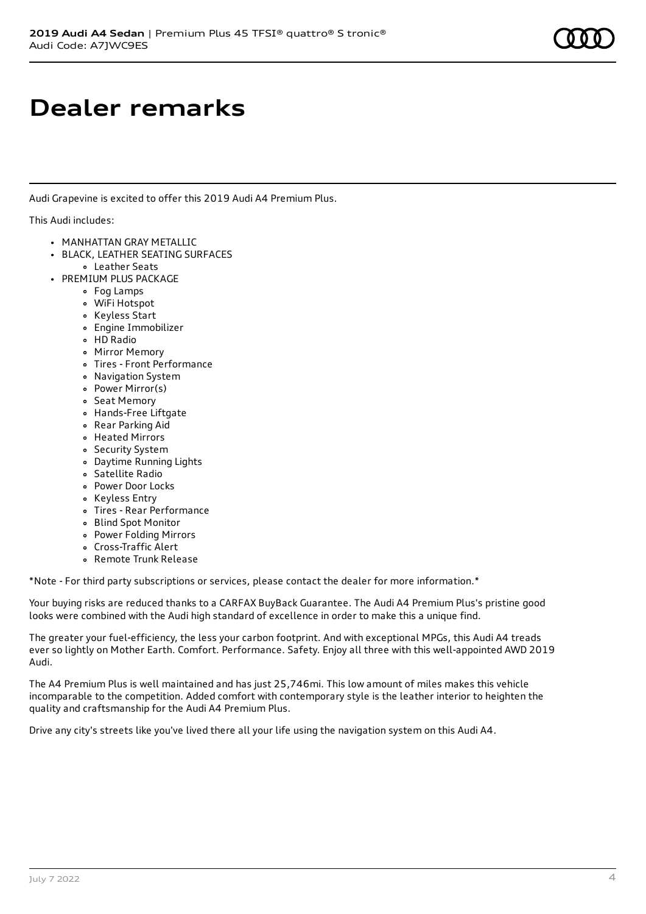# Dealer remarks

Audi Grapevine is excited to offer this 2019 Audi A4 Premium Plus.

This Audi includes:

- MANHATTAN GRAY METALLIC
- BLACK, LEATHER SEATING SURFACES
  - Leather Seats
- PREMIUM PLUS PACKAGE
  - Fog Lamps
  - WiFi Hotspot
  - Keyless Start
  - Engine Immobilizer
  - HD Radio
  - Mirror Memory
  - Tires - Front Performance
  - Navigation System
  - Power Mirror(s)
  - Seat Memory
  - Hands-Free Liftgate
  - Rear Parking Aid
  - Heated Mirrors
  - Security System
  - Daytime Running Lights
  - Satellite Radio
  - Power Door Locks
  - Keyless Entry
  - Tires - Rear Performance
  - Blind Spot Monitor
  - Power Folding Mirrors
  - Cross-Traffic Alert
  - Remote Trunk Release

*Note - For third party subscriptions or services, please contact the dealer for more information.*

Your buying risks are reduced thanks to a CARFAX BuyBack Guarantee. The Audi A4 Premium Plus's pristine good looks were combined with the Audi high standard of excellence in order to make this a unique find.

The greater your fuel-efficiency, the less your carbon footprint. And with exceptional MPGs, this Audi A4 treads ever so lightly on Mother Earth. Comfort. Performance. Safety. Enjoy all three with this well-appointed AWD 2019 Audi.

The A4 Premium Plus is well maintained and has just 25,746mi. This low amount of miles makes this vehicle incomparable to the competition. Added comfort with contemporary style is the leather interior to heighten the quality and craftsmanship for the Audi A4 Premium Plus.

Drive any city's streets like you've lived there all your life using the navigation system on this Audi A4.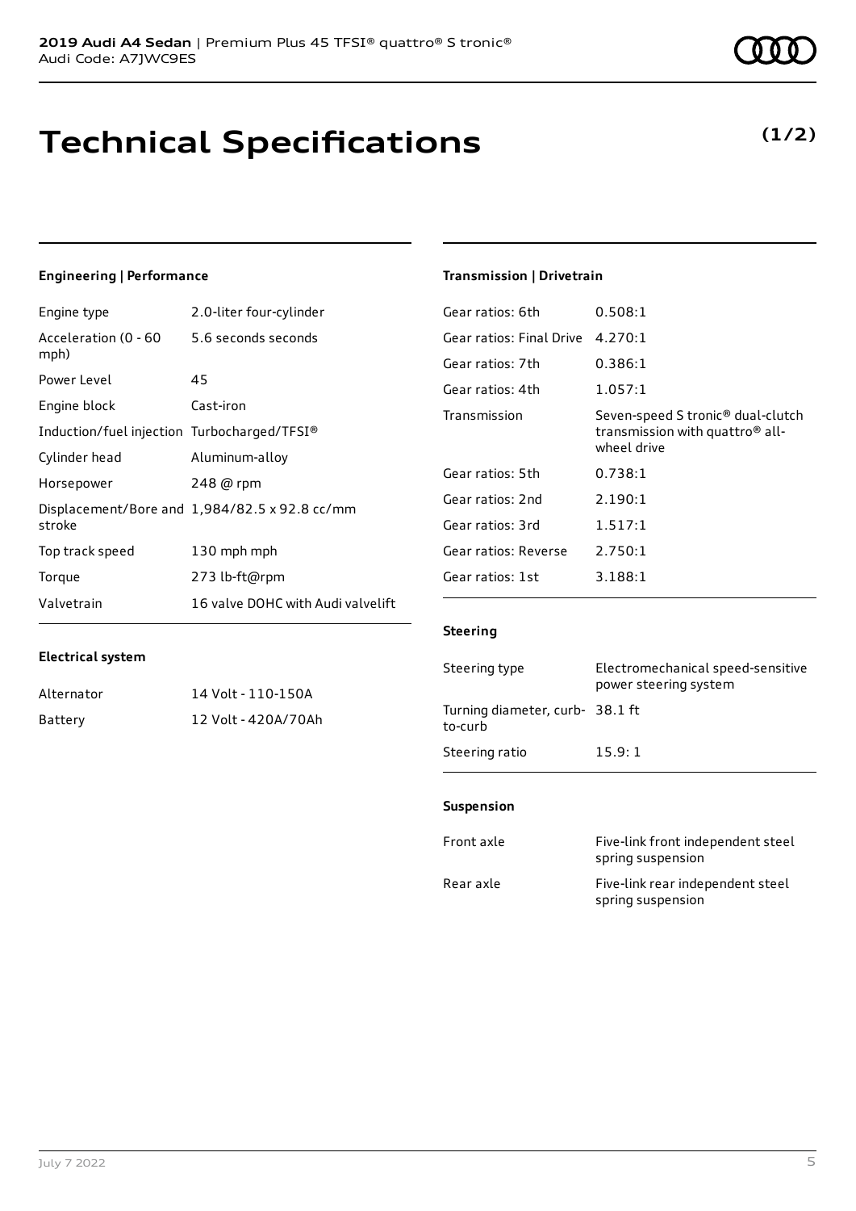**2019 Audi A4 Sedan** | Premium Plus 45 TFSI® quattro® S tronic®
Audi Code: A7JWC9ES

# Technical Specifications

**(1/2)**

### Engineering | Performance

| | |
|---|---|
| Engine type | 2.0-liter four-cylinder |
| Acceleration (0 - 60 mph) | 5.6 seconds seconds |
| Power Level | 45 |
| Engine block | Cast-iron |
| Induction/fuel injection | Turbocharged/TFSI® |
| Cylinder head | Aluminum-alloy |
| Horsepower | 248 @ rpm |
| Displacement/Bore and stroke | 1,984/82.5 x 92.8 cc/mm |
| Top track speed | 130 mph mph |
| Torque | 273 lb-ft@rpm |
| Valvetrain | 16 valve DOHC with Audi valvelift |

### Electrical system

| | |
|---|---|
| Alternator | 14 Volt - 110-150A |
| Battery | 12 Volt - 420A/70Ah |

### Transmission | Drivetrain

| | |
|---|---|
| Gear ratios: 6th | 0.508:1 |
| Gear ratios: Final Drive | 4.270:1 |
| Gear ratios: 7th | 0.386:1 |
| Gear ratios: 4th | 1.057:1 |
| Transmission | Seven-speed S tronic® dual-clutch transmission with quattro® all-wheel drive |
| Gear ratios: 5th | 0.738:1 |
| Gear ratios: 2nd | 2.190:1 |
| Gear ratios: 3rd | 1.517:1 |
| Gear ratios: Reverse | 2.750:1 |
| Gear ratios: 1st | 3.188:1 |

### Steering

| | |
|---|---|
| Steering type | Electromechanical speed-sensitive power steering system |
| Turning diameter, curb-to-curb | 38.1 ft |
| Steering ratio | 15.9: 1 |

### Suspension

| | |
|---|---|
| Front axle | Five-link front independent steel spring suspension |
| Rear axle | Five-link rear independent steel spring suspension |

July 7 2022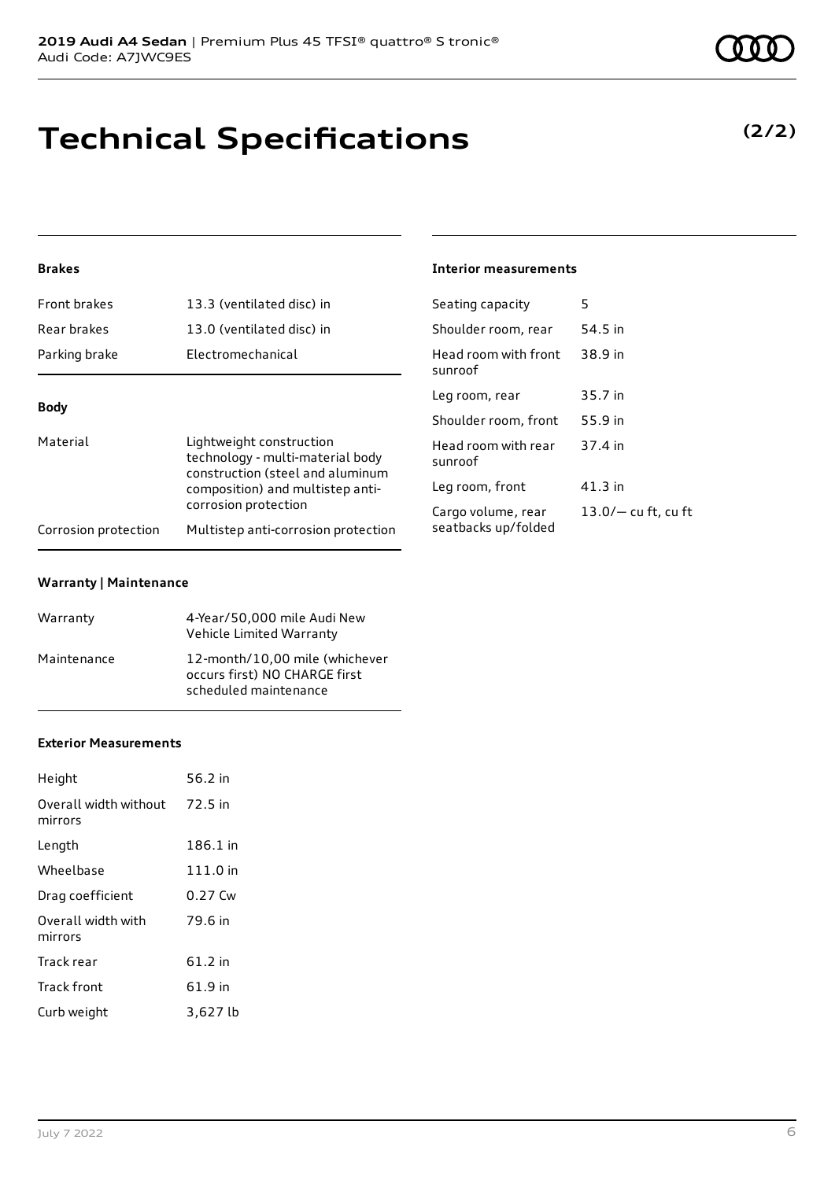# Technical Specifications

**(2/2)**

#### Brakes

| | |
|---|---|
| Front brakes | 13.3 (ventilated disc) in |
| Rear brakes | 13.0 (ventilated disc) in |
| Parking brake | Electromechanical |

#### Body

| | |
|---|---|
| Material | Lightweight construction technology - multi-material body construction (steel and aluminum composition) and multistep anti-corrosion protection |
| Corrosion protection | Multistep anti-corrosion protection |

#### Warranty | Maintenance

| | |
|---|---|
| Warranty | 4-Year/50,000 mile Audi New Vehicle Limited Warranty |
| Maintenance | 12-month/10,00 mile (whichever occurs first) NO CHARGE first scheduled maintenance |

#### Exterior Measurements

| | |
|---|---|
| Height | 56.2 in |
| Overall width without mirrors | 72.5 in |
| Length | 186.1 in |
| Wheelbase | 111.0 in |
| Drag coefficient | 0.27 Cw |
| Overall width with mirrors | 79.6 in |
| Track rear | 61.2 in |
| Track front | 61.9 in |
| Curb weight | 3,627 lb |

#### Interior measurements

| | |
|---|---|
| Seating capacity | 5 |
| Shoulder room, rear | 54.5 in |
| Head room with front sunroof | 38.9 in |
| Leg room, rear | 35.7 in |
| Shoulder room, front | 55.9 in |
| Head room with rear sunroof | 37.4 in |
| Leg room, front | 41.3 in |
| Cargo volume, rear seatbacks up/folded | 13.0/— cu ft, cu ft |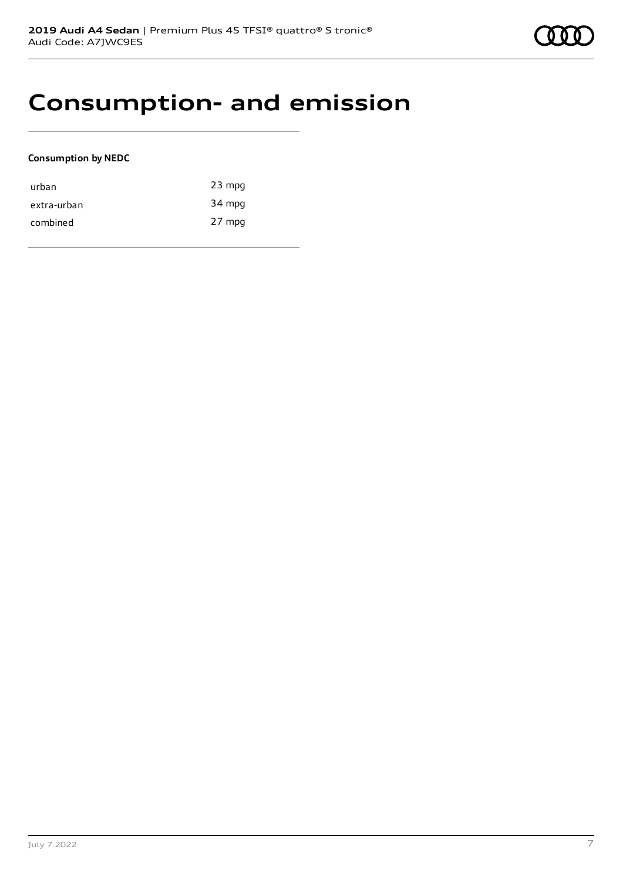# Consumption- and emission

**Consumption by NEDC**

| | |
|---|---|
| urban | 23 mpg |
| extra-urban | 34 mpg |
| combined | 27 mpg |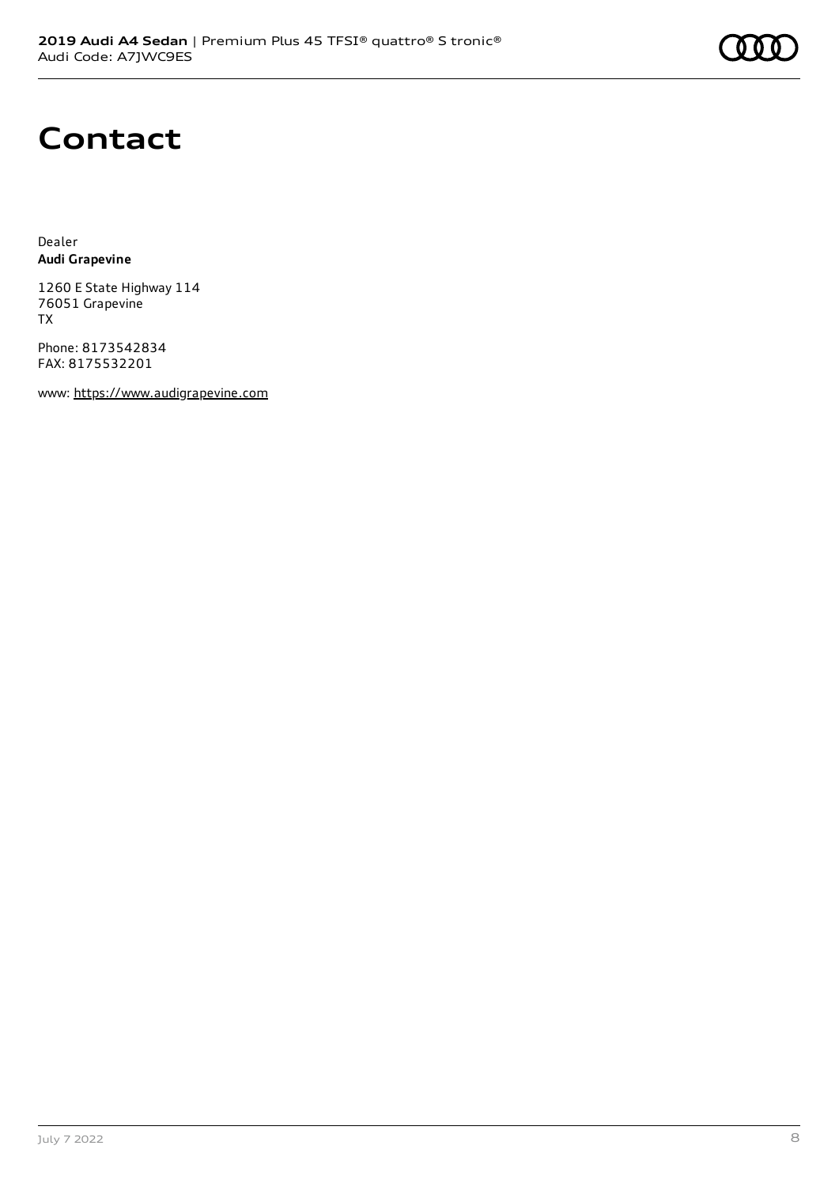# Contact

Dealer
**Audi Grapevine**

1260 E State Highway 114
76051 Grapevine
TX

Phone: 8173542834
FAX: 8175532201

www: https://www.audigrapevine.com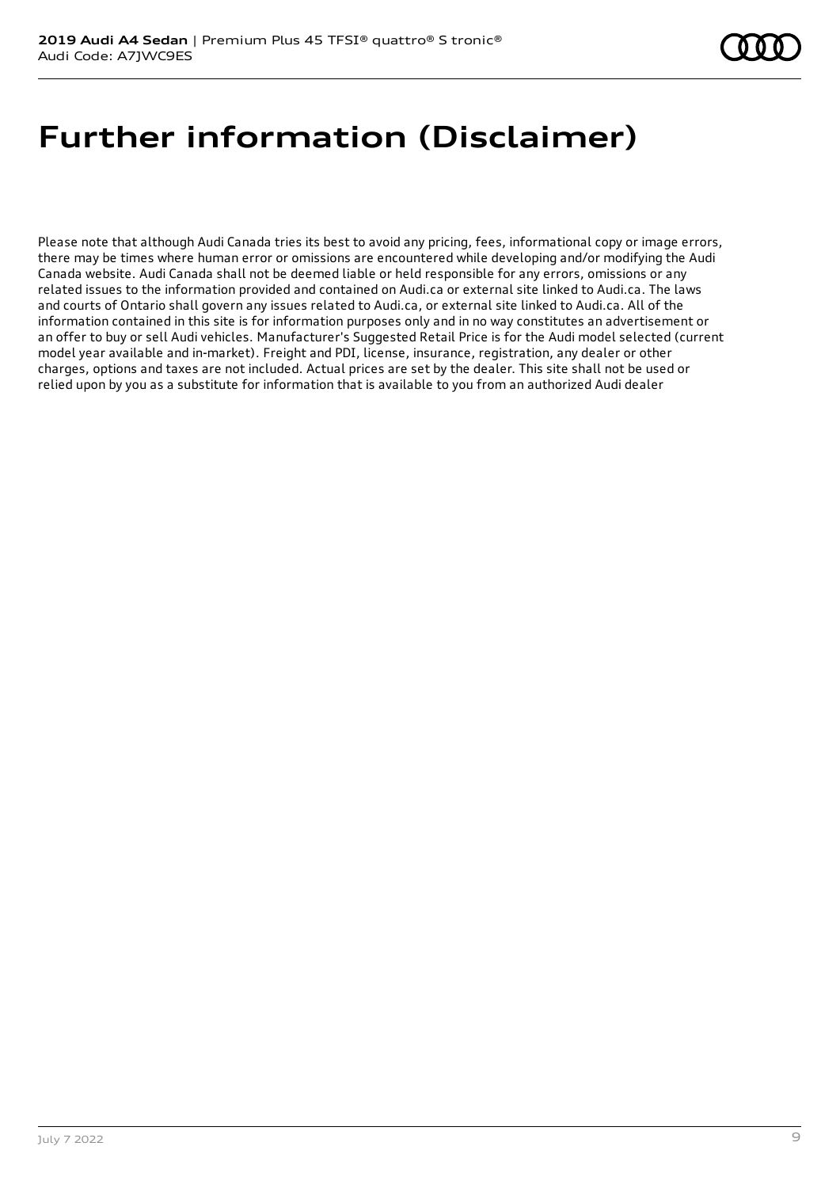# Further information (Disclaimer)

Please note that although Audi Canada tries its best to avoid any pricing, fees, informational copy or image errors, there may be times where human error or omissions are encountered while developing and/or modifying the Audi Canada website. Audi Canada shall not be deemed liable or held responsible for any errors, omissions or any related issues to the information provided and contained on Audi.ca or external site linked to Audi.ca. The laws and courts of Ontario shall govern any issues related to Audi.ca, or external site linked to Audi.ca. All of the information contained in this site is for information purposes only and in no way constitutes an advertisement or an offer to buy or sell Audi vehicles. Manufacturer's Suggested Retail Price is for the Audi model selected (current model year available and in-market). Freight and PDI, license, insurance, registration, any dealer or other charges, options and taxes are not included. Actual prices are set by the dealer. This site shall not be used or relied upon by you as a substitute for information that is available to you from an authorized Audi dealer